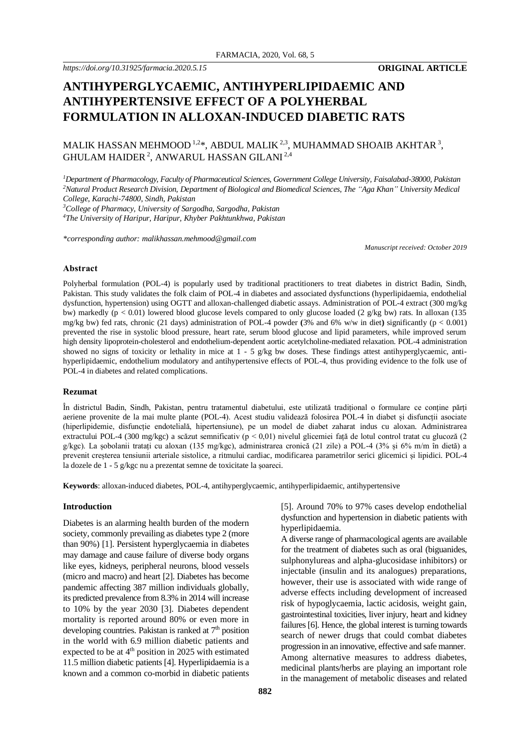*https://doi.org/10.31925/farmacia.2020.5.15* **ORIGINAL ARTICLE**

# ANTIHYPERGLYCAEMIC, ANTIHYPERLIPIDAEMIC AND ANTIHYPERTENSIVE EFFECT OF A POLYHERBAL FORMULATION IN ALLOXAN-INDUCED DIABETIC RATS

MALIK HASSAN MEHMOOD [1,2]*, ABDUL MALIK [2,3], MUHAMMAD SHOAIB AKHTAR [3], GHULAM HAIDER [2], ANWARUL HASSAN GILANI [2,4]

*[1]Department of Pharmacology, Faculty of Pharmaceutical Sciences, Government College University, Faisalabad-38000, Pakistan*
*[2]Natural Product Research Division, Department of Biological and Biomedical Sciences, The "Aga Khan" University Medical College, Karachi-74800, Sindh, Pakistan*
*[3]College of Pharmacy, University of Sargodha, Sargodha, Pakistan*
*[4]The University of Haripur, Haripur, Khyber Pakhtunkhwa, Pakistan*

*\*corresponding author: malikhassan.mehmood@gmail.com*

*Manuscript received: October 2019*

## Abstract

Polyherbal formulation (POL-4) is popularly used by traditional practitioners to treat diabetes in district Badin, Sindh, Pakistan. This study validates the folk claim of POL-4 in diabetes and associated dysfunctions (hyperlipidaemia, endothelial dysfunction, hypertension) using OGTT and alloxan-challenged diabetic assays. Administration of POL-4 extract (300 mg/kg bw) markedly ($p < 0.01$) lowered blood glucose levels compared to only glucose loaded (2 g/kg bw) rats. In alloxan (135 mg/kg bw) fed rats, chronic (21 days) administration of POL-4 powder (3% and 6% w/w in diet) significantly ($p < 0.001$) prevented the rise in systolic blood pressure, heart rate, serum blood glucose and lipid parameters, while improved serum high density lipoprotein-cholesterol and endothelium-dependent aortic acetylcholine-mediated relaxation. POL-4 administration showed no signs of toxicity or lethality in mice at 1 - 5 g/kg bw doses. These findings attest antihyperglycaemic, anti-hyperlipidaemic, endothelium modulatory and antihypertensive effects of POL-4, thus providing evidence to the folk use of POL-4 in diabetes and related complications.

## Rezumat

În districtul Badin, Sindh, Pakistan, pentru tratamentul diabetului, este utilizată tradițional o formulare ce conține părți aeriene provenite de la mai multe plante (POL-4). Acest studiu validează folosirea POL-4 în diabet și disfuncții asociate (hiperlipidemie, disfuncție endotelială, hipertensiune), pe un model de diabet zaharat indus cu aloxan. Administrarea extractului POL-4 (300 mg/kgc) a scăzut semnificativ ($p < 0,01$) nivelul glicemiei față de lotul control tratat cu glucoză (2 g/kgc). La șobolanii tratați cu aloxan (135 mg/kgc), administrarea cronică (21 zile) a POL-4 (3% și 6% m/m în dietă) a prevenit creșterea tensiunii arteriale sistolice, a ritmului cardiac, modificarea parametrilor serici glicemici și lipidici. POL-4 la dozele de 1 - 5 g/kgc nu a prezentat semne de toxicitate la șoareci.

**Keywords**: alloxan-induced diabetes, POL-4, antihyperglycaemic, antihyperlipidaemic, antihypertensive

## Introduction

Diabetes is an alarming health burden of the modern society, commonly prevailing as diabetes type 2 (more than 90%) [1]. Persistent hyperglycaemia in diabetes may damage and cause failure of diverse body organs like eyes, kidneys, peripheral neurons, blood vessels (micro and macro) and heart [2]. Diabetes has become pandemic affecting 387 million individuals globally, its predicted prevalence from 8.3% in 2014 will increase to 10% by the year 2030 [3]. Diabetes dependent mortality is reported around 80% or even more in developing countries. Pakistan is ranked at 7th position in the world with 6.9 million diabetic patients and expected to be at 4th position in 2025 with estimated 11.5 million diabetic patients [4]. Hyperlipidaemia is a known and a common co-morbid in diabetic patients [5]. Around 70% to 97% cases develop endothelial dysfunction and hypertension in diabetic patients with hyperlipidaemia.

A diverse range of pharmacological agents are available for the treatment of diabetes such as oral (biguanides, sulphonylureas and alpha-glucosidase inhibitors) or injectable (insulin and its analogues) preparations, however, their use is associated with wide range of adverse effects including development of increased risk of hypoglycaemia, lactic acidosis, weight gain, gastrointestinal toxicities, liver injury, heart and kidney failures [6]. Hence, the global interest is turning towards search of newer drugs that could combat diabetes progression in an innovative, effective and safe manner. Among alternative measures to address diabetes, medicinal plants/herbs are playing an important role in the management of metabolic diseases and related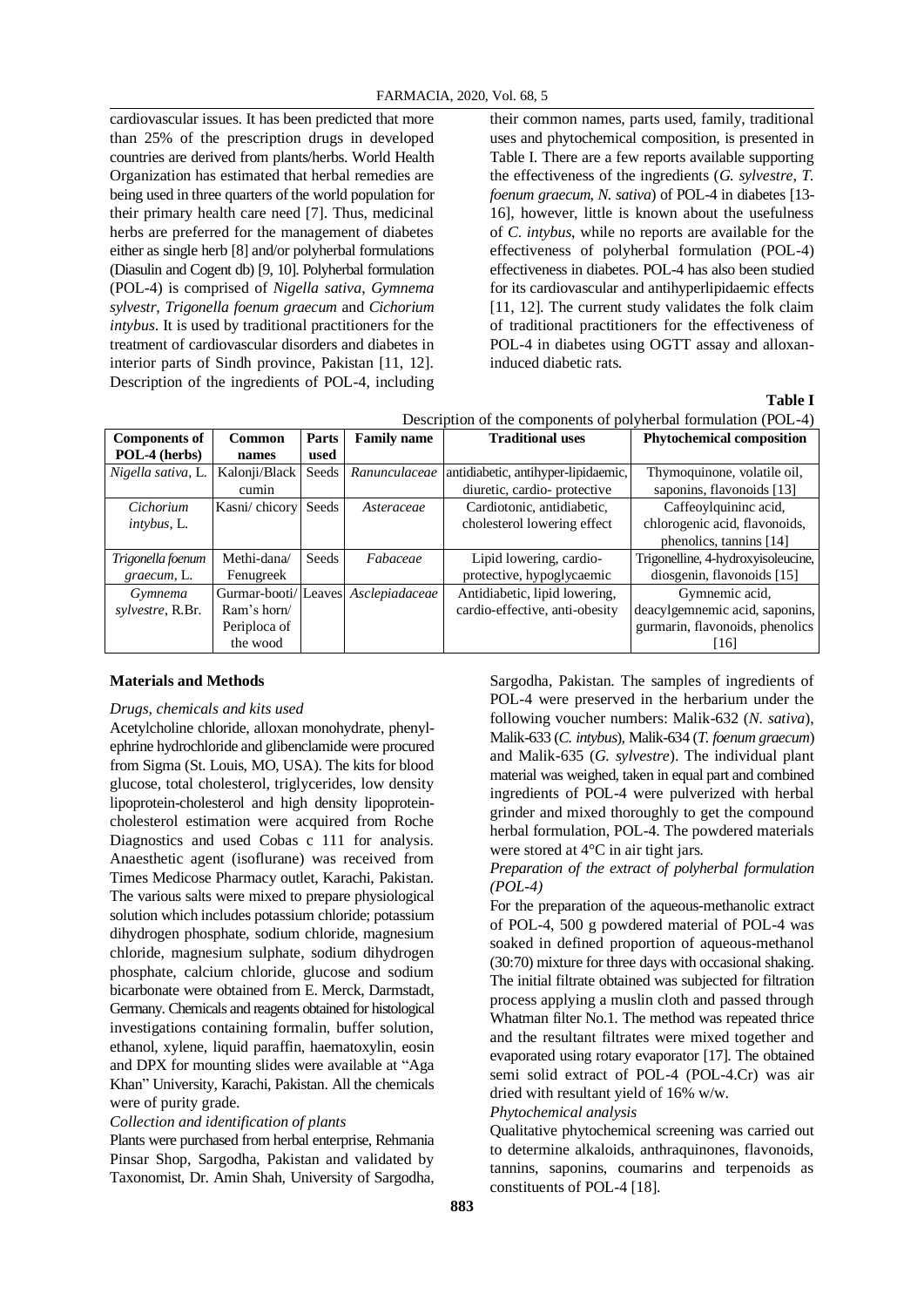cardiovascular issues. It has been predicted that more than 25% of the prescription drugs in developed countries are derived from plants/herbs. World Health Organization has estimated that herbal remedies are being used in three quarters of the world population for their primary health care need [7]. Thus, medicinal herbs are preferred for the management of diabetes either as single herb [8] and/or polyherbal formulations (Diasulin and Cogent db) [9, 10]. Polyherbal formulation (POL-4) is comprised of *Nigella sativa*, *Gymnema sylvestr*, *Trigonella foenum graecum* and *Cichorium intybus*. It is used by traditional practitioners for the treatment of cardiovascular disorders and diabetes in interior parts of Sindh province, Pakistan [11, 12]. Description of the ingredients of POL-4, including their common names, parts used, family, traditional uses and phytochemical composition, is presented in Table I. There are a few reports available supporting the effectiveness of the ingredients (*G. sylvestre*, *T. foenum graecum*, *N. sativa*) of POL-4 in diabetes [13-16], however, little is known about the usefulness of *C. intybus*, while no reports are available for the effectiveness of polyherbal formulation (POL-4) effectiveness in diabetes. POL-4 has also been studied for its cardiovascular and antihyperlipidaemic effects [11, 12]. The current study validates the folk claim of traditional practitioners for the effectiveness of POL-4 in diabetes using OGTT assay and alloxan-induced diabetic rats.

**Table I**

Description of the components of polyherbal formulation (POL-4)

| Components of POL-4 (herbs) | Common names | Parts used | Family name | Traditional uses | Phytochemical composition |
|---|---|---|---|---|---|
| *Nigella sativa*, L. | Kalonji/Black cumin | Seeds | *Ranunculaceae* | antidiabetic, antihyper-lipidaemic, diuretic, cardio- protective | Thymoquinone, volatile oil, saponins, flavonoids [13] |
| *Cichorium intybus*, L. | Kasni/ chicory | Seeds | *Asteraceae* | Cardiotonic, antidiabetic, cholesterol lowering effect | Caffeoylquininc acid, chlorogenic acid, flavonoids, phenolics, tannins [14] |
| *Trigonella foenum graecum*, L. | Methi-dana/ Fenugreek | Seeds | *Fabaceae* | Lipid lowering, cardio-protective, hypoglycaemic | Trigonelline, 4-hydroxyisoleucine, diosgenin, flavonoids [15] |
| *Gymnema sylvestre*, R.Br. | Gurmar-booti/ Ram's horn/ Periploca of the wood | Leaves | *Asclepiadaceae* | Antidiabetic, lipid lowering, cardio-effective, anti-obesity | Gymnemic acid, deacylgemnemic acid, saponins, gurmarin, flavonoids, phenolics [16] |

## Materials and Methods

*Drugs, chemicals and kits used*

Acetylcholine chloride, alloxan monohydrate, phenylephrine hydrochloride and glibenclamide were procured from Sigma (St. Louis, MO, USA). The kits for blood glucose, total cholesterol, triglycerides, low density lipoprotein-cholesterol and high density lipoprotein-cholesterol estimation were acquired from Roche Diagnostics and used Cobas c 111 for analysis. Anaesthetic agent (isoflurane) was received from Times Medicose Pharmacy outlet, Karachi, Pakistan. The various salts were mixed to prepare physiological solution which includes potassium chloride; potassium dihydrogen phosphate, sodium chloride, magnesium chloride, magnesium sulphate, sodium dihydrogen phosphate, calcium chloride, glucose and sodium bicarbonate were obtained from E. Merck, Darmstadt, Germany. Chemicals and reagents obtained for histological investigations containing formalin, buffer solution, ethanol, xylene, liquid paraffin, haematoxylin, eosin and DPX for mounting slides were available at "Aga Khan" University, Karachi, Pakistan. All the chemicals were of purity grade.

*Collection and identification of plants*

Plants were purchased from herbal enterprise, Rehmania Pinsar Shop, Sargodha, Pakistan and validated by Taxonomist, Dr. Amin Shah, University of Sargodha, Sargodha, Pakistan. The samples of ingredients of POL-4 were preserved in the herbarium under the following voucher numbers: Malik-632 (*N. sativa*), Malik-633 (*C. intybus*), Malik-634 (*T. foenum graecum*) and Malik-635 (*G. sylvestre*). The individual plant material was weighed, taken in equal part and combined ingredients of POL-4 were pulverized with herbal grinder and mixed thoroughly to get the compound herbal formulation, POL-4. The powdered materials were stored at 4°C in air tight jars.

*Preparation of the extract of polyherbal formulation (POL-4)*

For the preparation of the aqueous-methanolic extract of POL-4, 500 g powdered material of POL-4 was soaked in defined proportion of aqueous-methanol (30:70) mixture for three days with occasional shaking. The initial filtrate obtained was subjected for filtration process applying a muslin cloth and passed through Whatman filter No.1. The method was repeated thrice and the resultant filtrates were mixed together and evaporated using rotary evaporator [17]. The obtained semi solid extract of POL-4 (POL-4.Cr) was air dried with resultant yield of 16% w/w.

*Phytochemical analysis*

Qualitative phytochemical screening was carried out to determine alkaloids, anthraquinones, flavonoids, tannins, saponins, coumarins and terpenoids as constituents of POL-4 [18].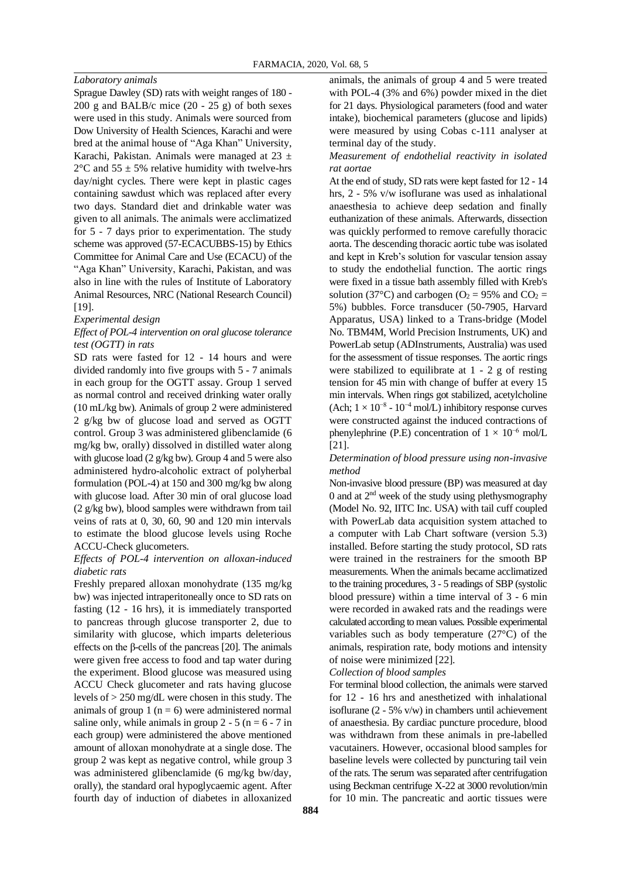*Laboratory animals*

Sprague Dawley (SD) rats with weight ranges of 180 - 200 g and BALB/c mice (20 - 25 g) of both sexes were used in this study. Animals were sourced from Dow University of Health Sciences, Karachi and were bred at the animal house of "Aga Khan" University, Karachi, Pakistan. Animals were managed at 23 ± 2°C and 55 ± 5% relative humidity with twelve-hrs day/night cycles. There were kept in plastic cages containing sawdust which was replaced after every two days. Standard diet and drinkable water was given to all animals. The animals were acclimatized for 5 - 7 days prior to experimentation. The study scheme was approved (57-ECACUBBS-15) by Ethics Committee for Animal Care and Use (ECACU) of the "Aga Khan" University, Karachi, Pakistan, and was also in line with the rules of Institute of Laboratory Animal Resources, NRC (National Research Council) [19].

*Experimental design*

*Effect of POL-4 intervention on oral glucose tolerance test (OGTT) in rats*

SD rats were fasted for 12 - 14 hours and were divided randomly into five groups with 5 - 7 animals in each group for the OGTT assay. Group 1 served as normal control and received drinking water orally (10 mL/kg bw). Animals of group 2 were administered 2 g/kg bw of glucose load and served as OGTT control. Group 3 was administered glibenclamide (6 mg/kg bw, orally) dissolved in distilled water along with glucose load (2 g/kg bw). Group 4 and 5 were also administered hydro-alcoholic extract of polyherbal formulation (POL-4) at 150 and 300 mg/kg bw along with glucose load. After 30 min of oral glucose load (2 g/kg bw), blood samples were withdrawn from tail veins of rats at 0, 30, 60, 90 and 120 min intervals to estimate the blood glucose levels using Roche ACCU-Check glucometers.

*Effects of POL-4 intervention on alloxan-induced diabetic rats*

Freshly prepared alloxan monohydrate (135 mg/kg bw) was injected intraperitoneally once to SD rats on fasting (12 - 16 hrs), it is immediately transported to pancreas through glucose transporter 2, due to similarity with glucose, which imparts deleterious effects on the β-cells of the pancreas [20]. The animals were given free access to food and tap water during the experiment. Blood glucose was measured using ACCU Check glucometer and rats having glucose levels of > 250 mg/dL were chosen in this study. The animals of group 1 (n = 6) were administered normal saline only, while animals in group 2 - 5 (n = 6 - 7 in each group) were administered the above mentioned amount of alloxan monohydrate at a single dose. The group 2 was kept as negative control, while group 3 was administered glibenclamide (6 mg/kg bw/day, orally), the standard oral hypoglycaemic agent. After fourth day of induction of diabetes in alloxanized animals, the animals of group 4 and 5 were treated with POL-4 (3% and 6%) powder mixed in the diet for 21 days. Physiological parameters (food and water intake), biochemical parameters (glucose and lipids) were measured by using Cobas c-111 analyser at terminal day of the study.

*Measurement of endothelial reactivity in isolated rat aortae*

At the end of study, SD rats were kept fasted for 12 - 14 hrs, 2 - 5% v/w isoflurane was used as inhalational anaesthesia to achieve deep sedation and finally euthanization of these animals. Afterwards, dissection was quickly performed to remove carefully thoracic aorta. The descending thoracic aortic tube was isolated and kept in Kreb's solution for vascular tension assay to study the endothelial function. The aortic rings were fixed in a tissue bath assembly filled with Kreb's solution (37°C) and carbogen ($O_2$ = 95% and $CO_2$ = 5%) bubbles. Force transducer (50-7905, Harvard Apparatus, USA) linked to a Trans-bridge (Model No. TBM4M, World Precision Instruments, UK) and PowerLab setup (ADInstruments, Australia) was used for the assessment of tissue responses. The aortic rings were stabilized to equilibrate at 1 - 2 g of resting tension for 45 min with change of buffer at every 15 min intervals. When rings got stabilized, acetylcholine (Ach; $1 \times 10^{-8}$ - $10^{-4}$ mol/L) inhibitory response curves were constructed against the induced contractions of phenylephrine (P.E) concentration of $1 \times 10^{-6}$ mol/L [21].

*Determination of blood pressure using non-invasive method*

Non-invasive blood pressure (BP) was measured at day 0 and at 2nd week of the study using plethysmography (Model No. 92, IITC Inc. USA) with tail cuff coupled with PowerLab data acquisition system attached to a computer with Lab Chart software (version 5.3) installed. Before starting the study protocol, SD rats were trained in the restrainers for the smooth BP measurements. When the animals became acclimatized to the training procedures, 3 - 5 readings of SBP (systolic blood pressure) within a time interval of 3 - 6 min were recorded in awaked rats and the readings were calculated according to mean values. Possible experimental variables such as body temperature (27°C) of the animals, respiration rate, body motions and intensity of noise were minimized [22].

*Collection of blood samples*

For terminal blood collection, the animals were starved for 12 - 16 hrs and anesthetized with inhalational isoflurane (2 - 5% v/w) in chambers until achievement of anaesthesia. By cardiac puncture procedure, blood was withdrawn from these animals in pre-labelled vacutainers. However, occasional blood samples for baseline levels were collected by puncturing tail vein of the rats. The serum was separated after centrifugation using Beckman centrifuge X-22 at 3000 revolution/min for 10 min. The pancreatic and aortic tissues were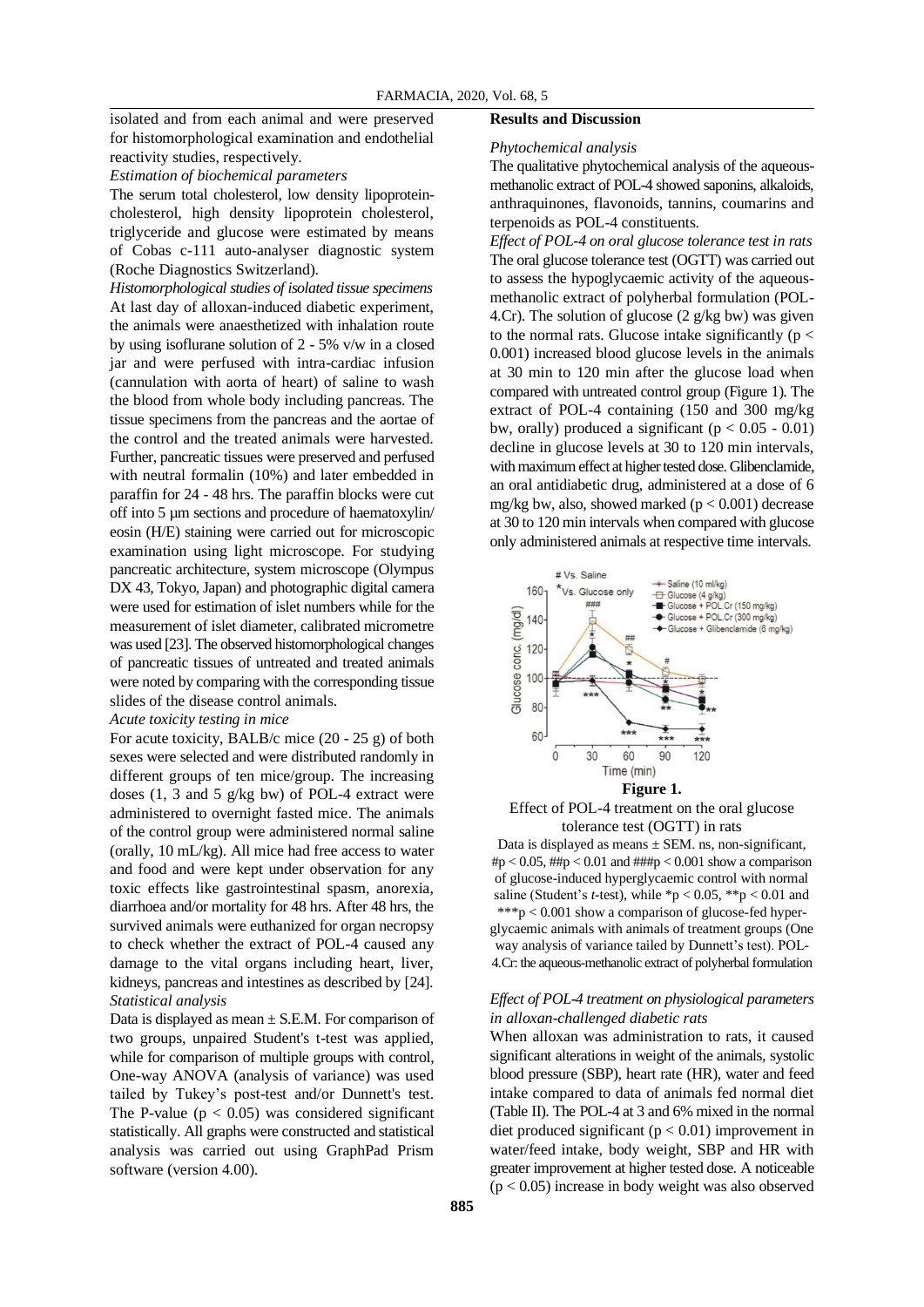isolated and from each animal and were preserved for histomorphological examination and endothelial reactivity studies, respectively.

*Estimation of biochemical parameters*

The serum total cholesterol, low density lipoprotein-cholesterol, high density lipoprotein cholesterol, triglyceride and glucose were estimated by means of Cobas c-111 auto-analyser diagnostic system (Roche Diagnostics Switzerland).

*Histomorphological studies of isolated tissue specimens*

At last day of alloxan-induced diabetic experiment, the animals were anaesthetized with inhalation route by using isoflurane solution of 2 - 5% v/w in a closed jar and were perfused with intra-cardiac infusion (cannulation with aorta of heart) of saline to wash the blood from whole body including pancreas. The tissue specimens from the pancreas and the aortae of the control and the treated animals were harvested. Further, pancreatic tissues were preserved and perfused with neutral formalin (10%) and later embedded in paraffin for 24 - 48 hrs. The paraffin blocks were cut off into 5 µm sections and procedure of haematoxylin/ eosin (H/E) staining were carried out for microscopic examination using light microscope. For studying pancreatic architecture, system microscope (Olympus DX 43, Tokyo, Japan) and photographic digital camera were used for estimation of islet numbers while for the measurement of islet diameter, calibrated micrometre was used [23]. The observed histomorphological changes of pancreatic tissues of untreated and treated animals were noted by comparing with the corresponding tissue slides of the disease control animals.

*Acute toxicity testing in mice*

For acute toxicity, BALB/c mice (20 - 25 g) of both sexes were selected and were distributed randomly in different groups of ten mice/group. The increasing doses (1, 3 and 5 g/kg bw) of POL-4 extract were administered to overnight fasted mice. The animals of the control group were administered normal saline (orally, 10 mL/kg). All mice had free access to water and food and were kept under observation for any toxic effects like gastrointestinal spasm, anorexia, diarrhoea and/or mortality for 48 hrs. After 48 hrs, the survived animals were euthanized for organ necropsy to check whether the extract of POL-4 caused any damage to the vital organs including heart, liver, kidneys, pancreas and intestines as described by [24].

*Statistical analysis*

Data is displayed as mean ± S.E.M. For comparison of two groups, unpaired Student's t-test was applied, while for comparison of multiple groups with control, One-way ANOVA (analysis of variance) was used tailed by Tukey's post-test and/or Dunnett's test. The P-value ($p < 0.05$) was considered significant statistically. All graphs were constructed and statistical analysis was carried out using GraphPad Prism software (version 4.00).

## Results and Discussion

*Phytochemical analysis*

The qualitative phytochemical analysis of the aqueous-methanolic extract of POL-4 showed saponins, alkaloids, anthraquinones, flavonoids, tannins, coumarins and terpenoids as POL-4 constituents.

*Effect of POL-4 on oral glucose tolerance test in rats*

The oral glucose tolerance test (OGTT) was carried out to assess the hypoglycaemic activity of the aqueous-methanolic extract of polyherbal formulation (POL-4.Cr). The solution of glucose (2 g/kg bw) was given to the normal rats. Glucose intake significantly ($p < 0.001$) increased blood glucose levels in the animals at 30 min to 120 min after the glucose load when compared with untreated control group (Figure 1). The extract of POL-4 containing (150 and 300 mg/kg bw, orally) produced a significant ($p < 0.05$ - $0.01$) decline in glucose levels at 30 to 120 min intervals, with maximum effect at higher tested dose. Glibenclamide, an oral antidiabetic drug, administered at a dose of 6 mg/kg bw, also, showed marked ($p < 0.001$) decrease at 30 to 120 min intervals when compared with glucose only administered animals at respective time intervals.

**Figure 1.**

Effect of POL-4 treatment on the oral glucose tolerance test (OGTT) in rats

Data is displayed as means ± SEM. ns, non-significant, #p < 0.05, ##p < 0.01 and ###p < 0.001 show a comparison of glucose-induced hyperglycaemic control with normal saline (Student's *t*-test), while *p < 0.05, **p < 0.01 and ***p < 0.001 show a comparison of glucose-fed hyperglycaemic animals with animals of treatment groups (One way analysis of variance tailed by Dunnett's test). POL-4.Cr: the aqueous-methanolic extract of polyherbal formulation

*Effect of POL-4 treatment on physiological parameters in alloxan-challenged diabetic rats*

When alloxan was administration to rats, it caused significant alterations in weight of the animals, systolic blood pressure (SBP), heart rate (HR), water and feed intake compared to data of animals fed normal diet (Table II). The POL-4 at 3 and 6% mixed in the normal diet produced significant ($p < 0.01$) improvement in water/feed intake, body weight, SBP and HR with greater improvement at higher tested dose. A noticeable ($p < 0.05$) increase in body weight was also observed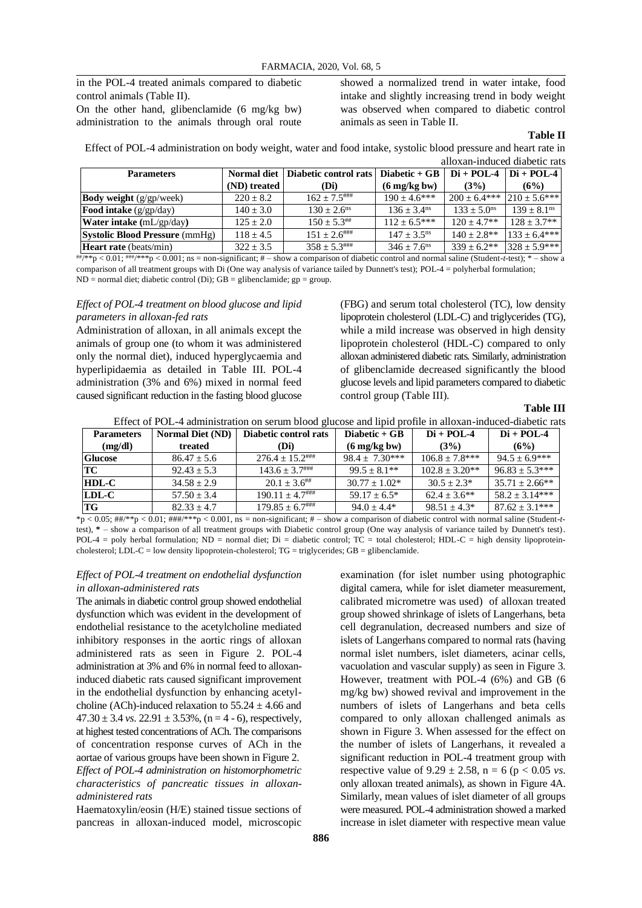in the POL-4 treated animals compared to diabetic control animals (Table II).

On the other hand, glibenclamide (6 mg/kg bw) administration to the animals through oral route showed a normalized trend in water intake, food intake and slightly increasing trend in body weight was observed when compared to diabetic control animals as seen in Table II.

**Table II**

Effect of POL-4 administration on body weight, water and food intake, systolic blood pressure and heart rate in alloxan-induced diabetic rats

| Parameters | Normal diet (ND) treated | Diabetic control rats (Di) | Diabetic + GB (6 mg/kg bw) | Di + POL-4 (3%) | Di + POL-4 (6%) |
|---|---|---|---|---|---|
| **Body weight** (g/gp/week) | 220 ± 8.2 | 162 ± 7.5### | 190 ± 4.6*** | 200 ± 6.4*** | 210 ± 5.6*** |
| **Food intake** (g/gp/day) | 140 ± 3.0 | 130 ± 2.6ns | 136 ± 3.4ns | 133 ± 5.0ns | 139 ± 8.1ns |
| **Water intake** (mL/gp/day) | 125 ± 2.0 | 150 ± 5.3## | 112 ± 6.5*** | 120 ± 4.7** | 128 ± 3.7** |
| **Systolic Blood Pressure** (mmHg) | 118 ± 4.5 | 151 ± 2.6### | 147 ± 3.5ns | 140 ± 2.8** | 133 ± 6.4*** |
| **Heart rate** (beats/min) | 322 ± 3.5 | 358 ± 5.3### | 346 ± 7.6ns | 339 ± 6.2** | 328 ± 5.9*** |

##/**p < 0.01; ###/***p < 0.001; ns = non-significant; # – show a comparison of diabetic control and normal saline (Student-*t*-test); * – show a comparison of all treatment groups with Di (One way analysis of variance tailed by Dunnett's test); POL-4 = polyherbal formulation; ND = normal diet; diabetic control (Di); GB = glibenclamide; gp = group.

*Effect of POL-4 treatment on blood glucose and lipid parameters in alloxan-fed rats*

Administration of alloxan, in all animals except the animals of group one (to whom it was administered only the normal diet), induced hyperglycaemia and hyperlipidaemia as detailed in Table III. POL-4 administration (3% and 6%) mixed in normal feed caused significant reduction in the fasting blood glucose (FBG) and serum total cholesterol (TC), low density lipoprotein cholesterol (LDL-C) and triglycerides (TG), while a mild increase was observed in high density lipoprotein cholesterol (HDL-C) compared to only alloxan administered diabetic rats. Similarly, administration of glibenclamide decreased significantly the blood glucose levels and lipid parameters compared to diabetic control group (Table III).

**Table III**

Effect of POL-4 administration on serum blood glucose and lipid profile in alloxan-induced-diabetic rats

| Parameters (mg/dl) | Normal Diet (ND) treated | Diabetic control rats (Di) | Diabetic + GB (6 mg/kg bw) | Di + POL-4 (3%) | Di + POL-4 (6%) |
|---|---|---|---|---|---|
| **Glucose** | 86.47 ± 5.6 | 276.4 ± 15.2### | 98.4 ± 7.30*** | 106.8 ± 7.8*** | 94.5 ± 6.9*** |
| **TC** | 92.43 ± 5.3 | 143.6 ± 3.7### | 99.5 ± 8.1** | 102.8 ± 3.20** | 96.83 ± 5.3*** |
| **HDL-C** | 34.58 ± 2.9 | 20.1 ± 3.6## | 30.77 ± 1.02* | 30.5 ± 2.3* | 35.71 ± 2.66** |
| **LDL-C** | 57.50 ± 3.4 | 190.11 ± 4.7### | 59.17 ± 6.5* | 62.4 ± 3.6** | 58.2 ± 3.14*** |
| **TG** | 82.33 ± 4.7 | 179.85 ± 6.7### | 94.0 ± 4.4* | 98.51 ± 4.3* | 87.62 ± 3.1*** |

*p < 0.05; ##/**p < 0.01; ###/***p < 0.001, ns = non-significant; # – show a comparison of diabetic control with normal saline (Student-*t*-test), * – show a comparison of all treatment groups with Diabetic control group (One way analysis of variance tailed by Dunnett's test). POL-4 = poly herbal formulation; ND = normal diet; Di = diabetic control; TC = total cholesterol; HDL-C = high density lipoprotein-cholesterol; LDL-C = low density lipoprotein-cholesterol; TG = triglycerides; GB = glibenclamide.

*Effect of POL-4 treatment on endothelial dysfunction in alloxan-administered rats*

The animals in diabetic control group showed endothelial dysfunction which was evident in the development of endothelial resistance to the acetylcholine mediated inhibitory responses in the aortic rings of alloxan administered rats as seen in Figure 2. POL-4 administration at 3% and 6% in normal feed to alloxan-induced diabetic rats caused significant improvement in the endothelial dysfunction by enhancing acetylcholine (ACh)-induced relaxation to 55.24 ± 4.66 and 47.30 ± 3.4 *vs.* 22.91 ± 3.53%, (n = 4 - 6), respectively, at highest tested concentrations of ACh. The comparisons of concentration response curves of ACh in the aortae of various groups have been shown in Figure 2.

*Effect of POL-4 administration on histomorphometric characteristics of pancreatic tissues in alloxan-administered rats*

Haematoxylin/eosin (H/E) stained tissue sections of pancreas in alloxan-induced model, microscopic examination (for islet number using photographic digital camera, while for islet diameter measurement, calibrated micrometre was used) of alloxan treated group showed shrinkage of islets of Langerhans, beta cell degranulation, decreased numbers and size of islets of Langerhans compared to normal rats (having normal islet numbers, islet diameters, acinar cells, vacuolation and vascular supply) as seen in Figure 3. However, treatment with POL-4 (6%) and GB (6 mg/kg bw) showed revival and improvement in the numbers of islets of Langerhans and beta cells compared to only alloxan challenged animals as shown in Figure 3. When assessed for the effect on the number of islets of Langerhans, it revealed a significant reduction in POL-4 treatment group with respective value of 9.29 ± 2.58, n = 6 (p < 0.05 *vs.* only alloxan treated animals), as shown in Figure 4A. Similarly, mean values of islet diameter of all groups were measured. POL-4 administration showed a marked increase in islet diameter with respective mean value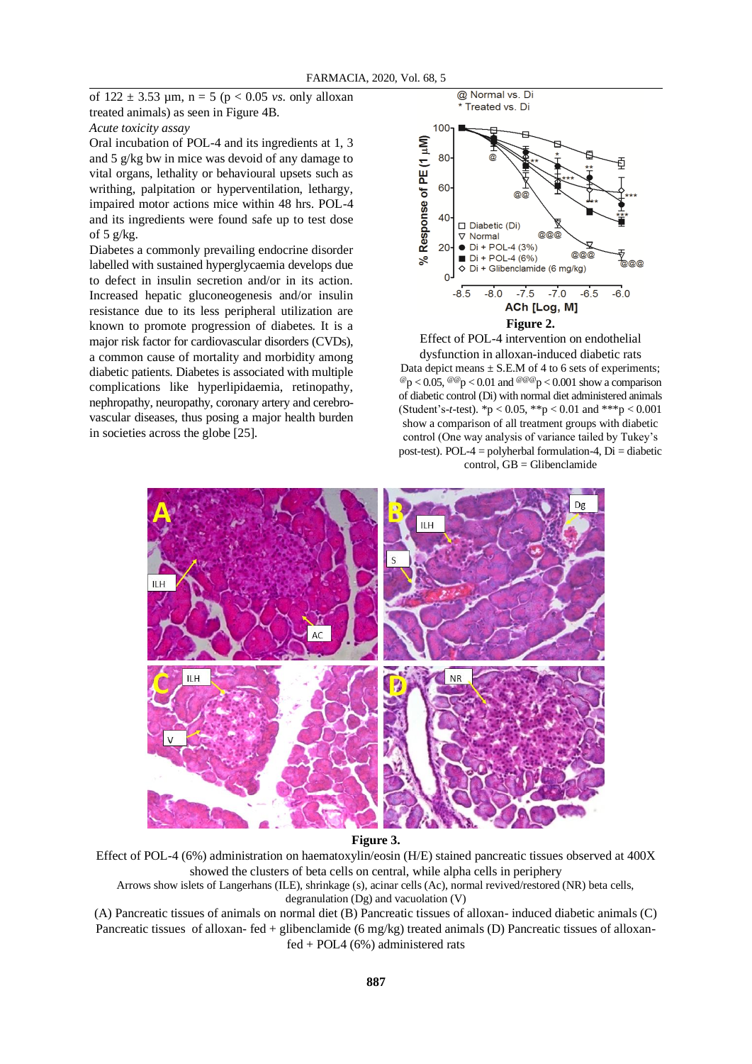of 122 ± 3.53 µm, n = 5 ($p < 0.05$ *vs.* only alloxan treated animals) as seen in Figure 4B.

*Acute toxicity assay*

Oral incubation of POL-4 and its ingredients at 1, 3 and 5 g/kg bw in mice was devoid of any damage to vital organs, lethality or behavioural upsets such as writhing, palpitation or hyperventilation, lethargy, impaired motor actions mice within 48 hrs. POL-4 and its ingredients were found safe up to test dose of 5 g/kg.

Diabetes a commonly prevailing endocrine disorder labelled with sustained hyperglycaemia develops due to defect in insulin secretion and/or in its action. Increased hepatic gluconeogenesis and/or insulin resistance due to its less peripheral utilization are known to promote progression of diabetes. It is a major risk factor for cardiovascular disorders (CVDs), a common cause of mortality and morbidity among diabetic patients. Diabetes is associated with multiple complications like hyperlipidaemia, retinopathy, nephropathy, neuropathy, coronary artery and cerebro-vascular diseases, thus posing a major health burden in societies across the globe [25].

**Figure 2.**

Effect of POL-4 intervention on endothelial dysfunction in alloxan-induced diabetic rats

Data depict means ± S.E.M of 4 to 6 sets of experiments; $^{@}p < 0.05$, $^{@@}p < 0.01$ and $^{@@@}p < 0.001$ show a comparison of diabetic control (Di) with normal diet administered animals (Student's-*t*-test). $^{*}p < 0.05$, $^{**}p < 0.01$ and $^{***}p < 0.001$ show a comparison of all treatment groups with diabetic control (One way analysis of variance tailed by Tukey's post-test). POL-4 = polyherbal formulation-4, Di = diabetic control, GB = Glibenclamide

**Figure 3.**

Effect of POL-4 (6%) administration on haematoxylin/eosin (H/E) stained pancreatic tissues observed at 400X showed the clusters of beta cells on central, while alpha cells in periphery

Arrows show islets of Langerhans (ILE), shrinkage (s), acinar cells (Ac), normal revived/restored (NR) beta cells, degranulation (Dg) and vacuolation (V)

(A) Pancreatic tissues of animals on normal diet (B) Pancreatic tissues of alloxan- induced diabetic animals (C) Pancreatic tissues of alloxan- fed + glibenclamide (6 mg/kg) treated animals (D) Pancreatic tissues of alloxan-fed + POL4 (6%) administered rats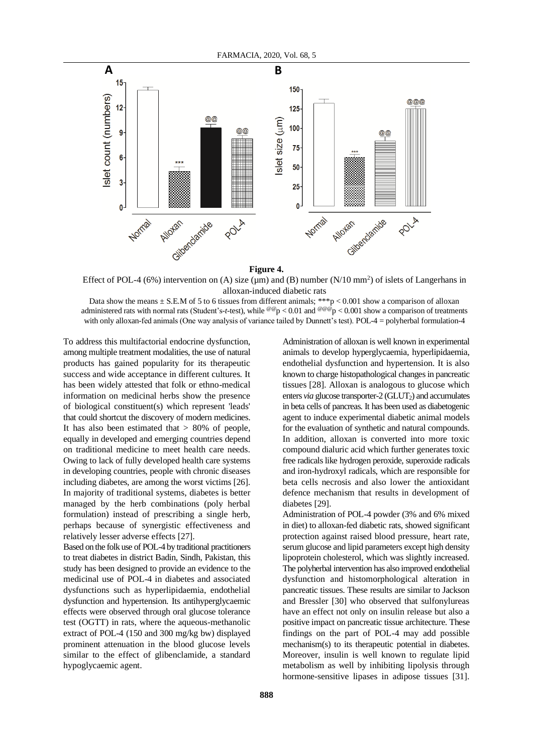**Figure 4.**

Effect of POL-4 (6%) intervention on (A) size (μm) and (B) number (N/10 mm$^2$) of islets of Langerhans in alloxan-induced diabetic rats

Data show the means ± S.E.M of 5 to 6 tissues from different animals; ***$p < 0.001$ show a comparison of alloxan administered rats with normal rats (Student's-*t*-test), while @@$p < 0.01$ and @@@$p < 0.001$ show a comparison of treatments with only alloxan-fed animals (One way analysis of variance tailed by Dunnett's test). POL-4 = polyherbal formulation-4

To address this multifactorial endocrine dysfunction, among multiple treatment modalities, the use of natural products has gained popularity for its therapeutic success and wide acceptance in different cultures. It has been widely attested that folk or ethno-medical information on medicinal herbs show the presence of biological constituent(s) which represent 'leads' that could shortcut the discovery of modern medicines. It has also been estimated that > 80% of people, equally in developed and emerging countries depend on traditional medicine to meet health care needs. Owing to lack of fully developed health care systems in developing countries, people with chronic diseases including diabetes, are among the worst victims [26]. In majority of traditional systems, diabetes is better managed by the herb combinations (poly herbal formulation) instead of prescribing a single herb, perhaps because of synergistic effectiveness and relatively lesser adverse effects [27].

Based on the folk use of POL-4 by traditional practitioners to treat diabetes in district Badin, Sindh, Pakistan, this study has been designed to provide an evidence to the medicinal use of POL-4 in diabetes and associated dysfunctions such as hyperlipidaemia, endothelial dysfunction and hypertension. Its antihyperglycaemic effects were observed through oral glucose tolerance test (OGTT) in rats, where the aqueous-methanolic extract of POL-4 (150 and 300 mg/kg bw) displayed prominent attenuation in the blood glucose levels similar to the effect of glibenclamide, a standard hypoglycaemic agent.

Administration of alloxan is well known in experimental animals to develop hyperglycaemia, hyperlipidaemia, endothelial dysfunction and hypertension. It is also known to charge histopathological changes in pancreatic tissues [28]. Alloxan is analogous to glucose which enters *via* glucose transporter-2 ($GLUT_2$) and accumulates in beta cells of pancreas. It has been used as diabetogenic agent to induce experimental diabetic animal models for the evaluation of synthetic and natural compounds. In addition, alloxan is converted into more toxic compound dialuric acid which further generates toxic free radicals like hydrogen peroxide, superoxide radicals and iron-hydroxyl radicals, which are responsible for beta cells necrosis and also lower the antioxidant defence mechanism that results in development of diabetes [29].

Administration of POL-4 powder (3% and 6% mixed in diet) to alloxan-fed diabetic rats, showed significant protection against raised blood pressure, heart rate, serum glucose and lipid parameters except high density lipoprotein cholesterol, which was slightly increased. The polyherbal intervention has also improved endothelial dysfunction and histomorphological alteration in pancreatic tissues. These results are similar to Jackson and Bressler [30] who observed that sulfonylureas have an effect not only on insulin release but also a positive impact on pancreatic tissue architecture. These findings on the part of POL-4 may add possible mechanism(s) to its therapeutic potential in diabetes. Moreover, insulin is well known to regulate lipid metabolism as well by inhibiting lipolysis through hormone-sensitive lipases in adipose tissues [31].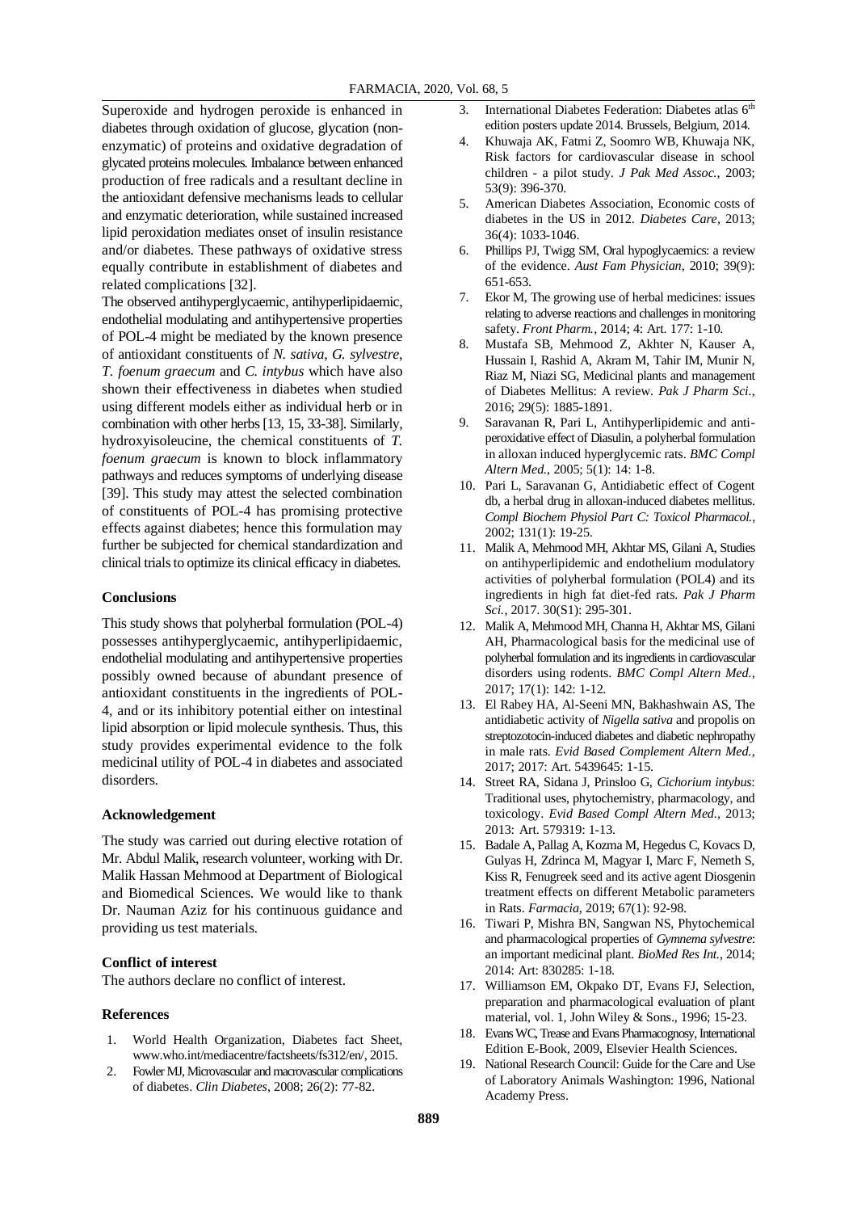Superoxide and hydrogen peroxide is enhanced in diabetes through oxidation of glucose, glycation (non-enzymatic) of proteins and oxidative degradation of glycated proteins molecules. Imbalance between enhanced production of free radicals and a resultant decline in the antioxidant defensive mechanisms leads to cellular and enzymatic deterioration, while sustained increased lipid peroxidation mediates onset of insulin resistance and/or diabetes. These pathways of oxidative stress equally contribute in establishment of diabetes and related complications [32].

The observed antihyperglycaemic, antihyperlipidaemic, endothelial modulating and antihypertensive properties of POL-4 might be mediated by the known presence of antioxidant constituents of *N. sativa*, *G. sylvestre*, *T. foenum graecum* and *C. intybus* which have also shown their effectiveness in diabetes when studied using different models either as individual herb or in combination with other herbs [13, 15, 33-38]. Similarly, hydroxyisoleucine, the chemical constituents of *T. foenum graecum* is known to block inflammatory pathways and reduces symptoms of underlying disease [39]. This study may attest the selected combination of constituents of POL-4 has promising protective effects against diabetes; hence this formulation may further be subjected for chemical standardization and clinical trials to optimize its clinical efficacy in diabetes.

## Conclusions

This study shows that polyherbal formulation (POL-4) possesses antihyperglycaemic, antihyperlipidaemic, endothelial modulating and antihypertensive properties possibly owned because of abundant presence of antioxidant constituents in the ingredients of POL-4, and or its inhibitory potential either on intestinal lipid absorption or lipid molecule synthesis. Thus, this study provides experimental evidence to the folk medicinal utility of POL-4 in diabetes and associated disorders.

## Acknowledgement

The study was carried out during elective rotation of Mr. Abdul Malik, research volunteer, working with Dr. Malik Hassan Mehmood at Department of Biological and Biomedical Sciences. We would like to thank Dr. Nauman Aziz for his continuous guidance and providing us test materials.

## Conflict of interest

The authors declare no conflict of interest.

## References

1. World Health Organization, Diabetes fact Sheet, www.who.int/mediacentre/factsheets/fs312/en/, 2015.
2. Fowler MJ, Microvascular and macrovascular complications of diabetes. *Clin Diabetes*, 2008; 26(2): 77-82.
3. International Diabetes Federation: Diabetes atlas 6th edition posters update 2014. Brussels, Belgium, 2014.
4. Khuwaja AK, Fatmi Z, Soomro WB, Khuwaja NK, Risk factors for cardiovascular disease in school children - a pilot study. *J Pak Med Assoc.*, 2003; 53(9): 396-370.
5. American Diabetes Association, Economic costs of diabetes in the US in 2012. *Diabetes Care*, 2013; 36(4): 1033-1046.
6. Phillips PJ, Twigg SM, Oral hypoglycaemics: a review of the evidence. *Aust Fam Physician*, 2010; 39(9): 651-653.
7. Ekor M, The growing use of herbal medicines: issues relating to adverse reactions and challenges in monitoring safety. *Front Pharm.*, 2014; 4: Art. 177: 1-10.
8. Mustafa SB, Mehmood Z, Akhter N, Kauser A, Hussain I, Rashid A, Akram M, Tahir IM, Munir N, Riaz M, Niazi SG, Medicinal plants and management of Diabetes Mellitus: A review. *Pak J Pharm Sci.*, 2016; 29(5): 1885-1891.
9. Saravanan R, Pari L, Antihyperlipidemic and antiperoxidative effect of Diasulin, a polyherbal formulation in alloxan induced hyperglycemic rats. *BMC Compl Altern Med.*, 2005; 5(1): 14: 1-8.
10. Pari L, Saravanan G, Antidiabetic effect of Cogent db, a herbal drug in alloxan-induced diabetes mellitus. *Compl Biochem Physiol Part C: Toxicol Pharmacol.*, 2002; 131(1): 19-25.
11. Malik A, Mehmood MH, Akhtar MS, Gilani A, Studies on antihyperlipidemic and endothelium modulatory activities of polyherbal formulation (POL4) and its ingredients in high fat diet-fed rats. *Pak J Pharm Sci.*, 2017. 30(S1): 295-301.
12. Malik A, Mehmood MH, Channa H, Akhtar MS, Gilani AH, Pharmacological basis for the medicinal use of polyherbal formulation and its ingredients in cardiovascular disorders using rodents. *BMC Compl Altern Med.*, 2017; 17(1): 142: 1-12.
13. El Rabey HA, Al-Seeni MN, Bakhashwain AS, The antidiabetic activity of *Nigella sativa* and propolis on streptozotocin-induced diabetes and diabetic nephropathy in male rats. *Evid Based Complement Altern Med.*, 2017; 2017: Art. 5439645: 1-15.
14. Street RA, Sidana J, Prinsloo G, *Cichorium intybus*: Traditional uses, phytochemistry, pharmacology, and toxicology. *Evid Based Compl Altern Med.*, 2013; 2013: Art. 579319: 1-13.
15. Badale A, Pallag A, Kozma M, Hegedus C, Kovacs D, Gulyas H, Zdrinca M, Magyar I, Marc F, Nemeth S, Kiss R, Fenugreek seed and its active agent Diosgenin treatment effects on different Metabolic parameters in Rats. *Farmacia*, 2019; 67(1): 92-98.
16. Tiwari P, Mishra BN, Sangwan NS, Phytochemical and pharmacological properties of *Gymnema sylvestre*: an important medicinal plant. *BioMed Res Int.*, 2014; 2014: Art: 830285: 1-18.
17. Williamson EM, Okpako DT, Evans FJ, Selection, preparation and pharmacological evaluation of plant material, vol. 1, John Wiley & Sons., 1996; 15-23.
18. Evans WC, Trease and Evans Pharmacognosy, International Edition E-Book, 2009, Elsevier Health Sciences.
19. National Research Council: Guide for the Care and Use of Laboratory Animals Washington: 1996, National Academy Press.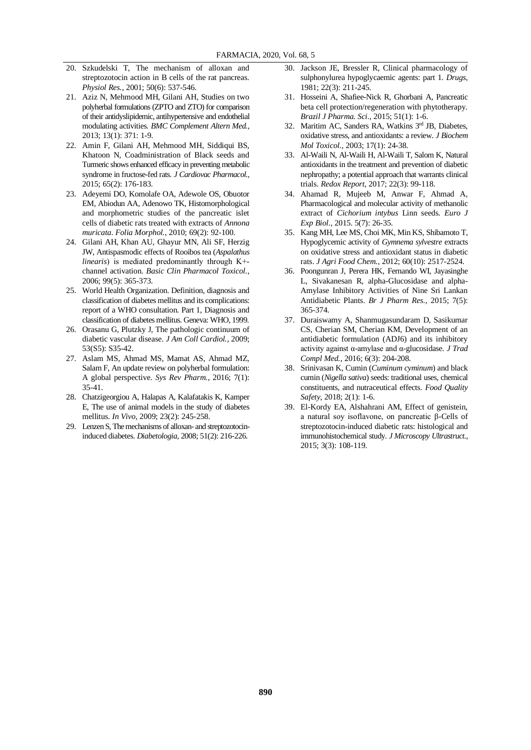20. Szkudelski T, The mechanism of alloxan and streptozotocin action in B cells of the rat pancreas. *Physiol Res.*, 2001; 50(6): 537-546.
21. Aziz N, Mehmood MH, Gilani AH, Studies on two polyherbal formulations (ZPTO and ZTO) for comparison of their antidyslipidemic, antihypertensive and endothelial modulating activities. *BMC Complement Altern Med.*, 2013; 13(1): 371: 1-9.
22. Amin F, Gilani AH, Mehmood MH, Siddiqui BS, Khatoon N, Coadministration of Black seeds and Turmeric shows enhanced efficacy in preventing metabolic syndrome in fructose-fed rats. *J Cardiovac Pharmacol.*, 2015; 65(2): 176-183.
23. Adeyemi DO, Komolafe OA, Adewole OS, Obuotor EM, Abiodun AA, Adenowo TK, Histomorphological and morphometric studies of the pancreatic islet cells of diabetic rats treated with extracts of *Annona muricata*. *Folia Morphol.*, 2010; 69(2): 92-100.
24. Gilani AH, Khan AU, Ghayur MN, Ali SF, Herzig JW, Antispasmodic effects of Rooibos tea (*Aspalathus linearis*) is mediated predominantly through K+-channel activation. *Basic Clin Pharmacol Toxicol.*, 2006; 99(5): 365-373.
25. World Health Organization. Definition, diagnosis and classification of diabetes mellitus and its complications: report of a WHO consultation. Part 1, Diagnosis and classification of diabetes mellitus. Geneva: WHO, 1999.
26. Orasanu G, Plutzky J, The pathologic continuum of diabetic vascular disease. *J Am Coll Cardiol.*, 2009; 53(S5): S35-42.
27. Aslam MS, Ahmad MS, Mamat AS, Ahmad MZ, Salam F, An update review on polyherbal formulation: A global perspective. *Sys Rev Pharm.*, 2016; 7(1): 35-41.
28. Chatzigeorgiou A, Halapas A, Kalafatakis K, Kamper E, The use of animal models in the study of diabetes mellitus. *In Vivo*, 2009; 23(2): 245-258.
29. Lenzen S, The mechanisms of alloxan- and streptozotocin-induced diabetes. *Diabetologia*, 2008; 51(2): 216-226.
30. Jackson JE, Bressler R, Clinical pharmacology of sulphonylurea hypoglycaemic agents: part 1. *Drugs*, 1981; 22(3): 211-245.
31. Hosseini A, Shafiee-Nick R, Ghorbani A, Pancreatic beta cell protection/regeneration with phytotherapy. *Brazil J Pharma. Sci.*, 2015; 51(1): 1-6.
32. Maritim AC, Sanders RA, Watkins 3rd JB, Diabetes, oxidative stress, and antioxidants: a review. *J Biochem Mol Toxicol.*, 2003; 17(1): 24-38.
33. Al-Waili N, Al-Waili H, Al-Waili T, Salom K, Natural antioxidants in the treatment and prevention of diabetic nephropathy; a potential approach that warrants clinical trials. *Redox Report*, 2017; 22(3): 99-118.
34. Ahamad R, Mujeeb M, Anwar F, Ahmad A, Pharmacological and molecular activity of methanolic extract of *Cichorium intybus* Linn seeds. *Euro J Exp Biol.*, 2015. 5(7): 26-35.
35. Kang MH, Lee MS, Choi MK, Min KS, Shibamoto T, Hypoglycemic activity of *Gymnema sylvestre* extracts on oxidative stress and antioxidant status in diabetic rats. *J Agri Food Chem.*, 2012; 60(10): 2517-2524.
36. Poongunran J, Perera HK, Fernando WI, Jayasinghe L, Sivakanesan R, alpha-Glucosidase and alpha-Amylase Inhibitory Activities of Nine Sri Lankan Antidiabetic Plants. *Br J Pharm Res.*, 2015; 7(5): 365-374.
37. Duraiswamy A, Shanmugasundaram D, Sasikumar CS, Cherian SM, Cherian KM, Development of an antidiabetic formulation (ADJ6) and its inhibitory activity against α-amylase and α-glucosidase. *J Trad Compl Med.*, 2016; 6(3): 204-208.
38. Srinivasan K, Cumin (*Cuminum cyminum*) and black cumin (*Nigella sativa*) seeds: traditional uses, chemical constituents, and nutraceutical effects. *Food Quality Safety*, 2018; 2(1): 1-6.
39. El-Kordy EA, Alshahrani AM, Effect of genistein, a natural soy isoflavone, on pancreatic β-Cells of streptozotocin-induced diabetic rats: histological and immunohistochemical study. *J Microscopy Ultrastruct.*, 2015; 3(3): 108-119.